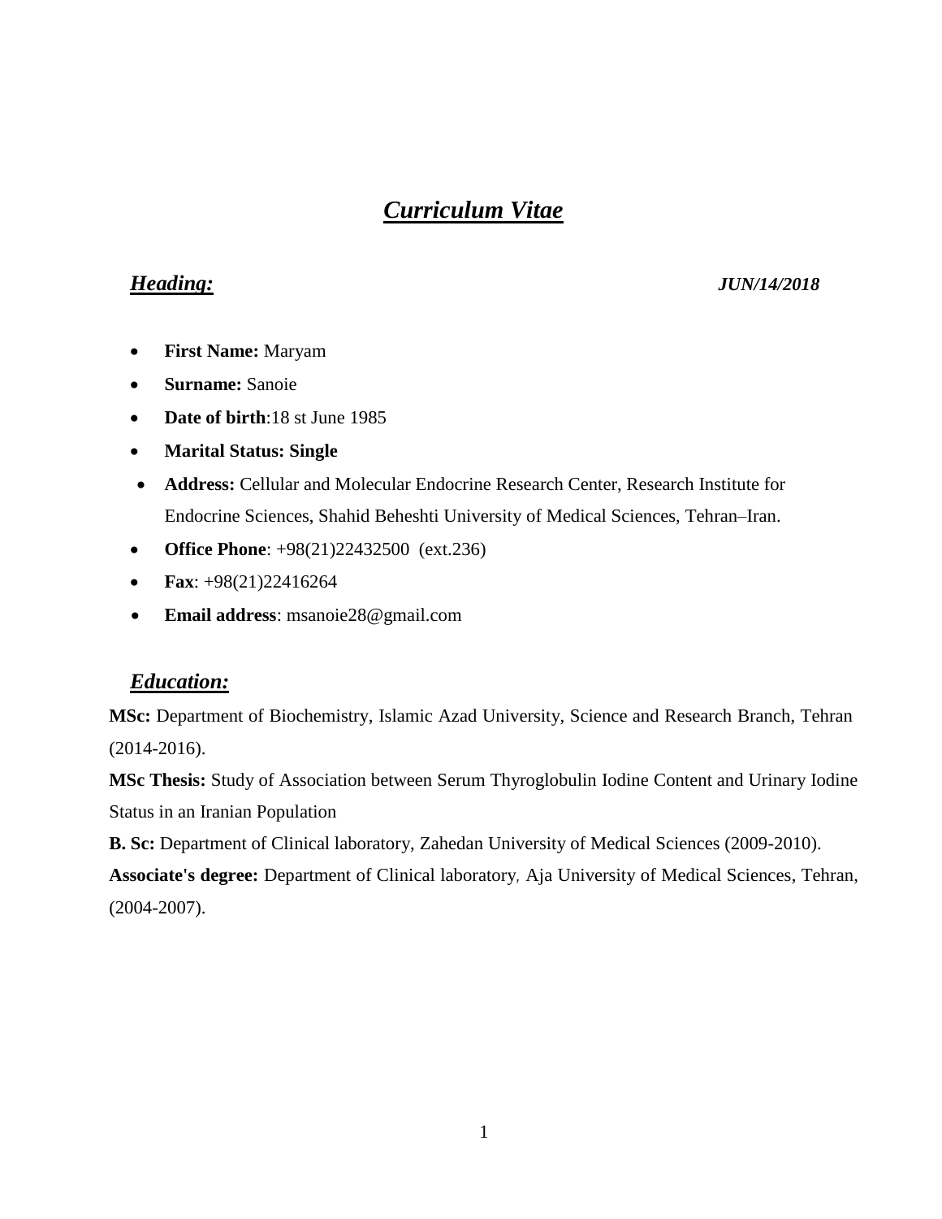# ***Curriculum Vitae***

## ***Heading:*** 

***JUN/14/2018***

- **First Name:** Maryam
- **Surname:** Sanoie
- **Date of birth**:18 st June 1985
- **Marital Status: Single**
- **Address:** Cellular and Molecular Endocrine Research Center, Research Institute for Endocrine Sciences, Shahid Beheshti University of Medical Sciences, Tehran–Iran.
- **Office Phone**: +98(21)22432500 (ext.236)
- **Fax**: +98(21)22416264
- **Email address**: msanoie28@gmail.com

## ***Education:***

**MSc:** Department of Biochemistry, Islamic Azad University, Science and Research Branch, Tehran (2014-2016).

**MSc Thesis:** Study of Association between Serum Thyroglobulin Iodine Content and Urinary Iodine Status in an Iranian Population

**B. Sc:** Department of Clinical laboratory, Zahedan University of Medical Sciences (2009-2010).

**Associate's degree:** Department of Clinical laboratory, Aja University of Medical Sciences, Tehran, (2004-2007).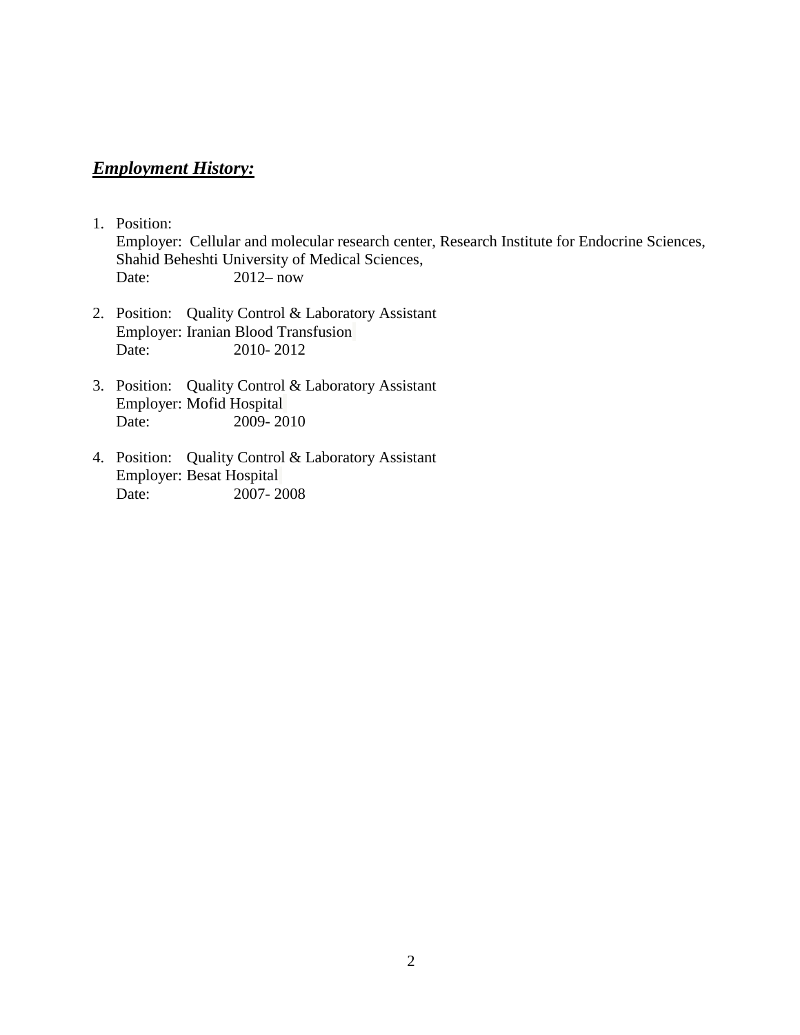## ***Employment History:***

1. Position:
   Employer: Cellular and molecular research center, Research Institute for Endocrine Sciences, Shahid Beheshti University of Medical Sciences,
   Date: 2012– now

2. Position: Quality Control & Laboratory Assistant
   Employer: Iranian Blood Transfusion
   Date: 2010- 2012

3. Position: Quality Control & Laboratory Assistant
   Employer: Mofid Hospital
   Date: 2009- 2010

4. Position: Quality Control & Laboratory Assistant
   Employer: Besat Hospital
   Date: 2007- 2008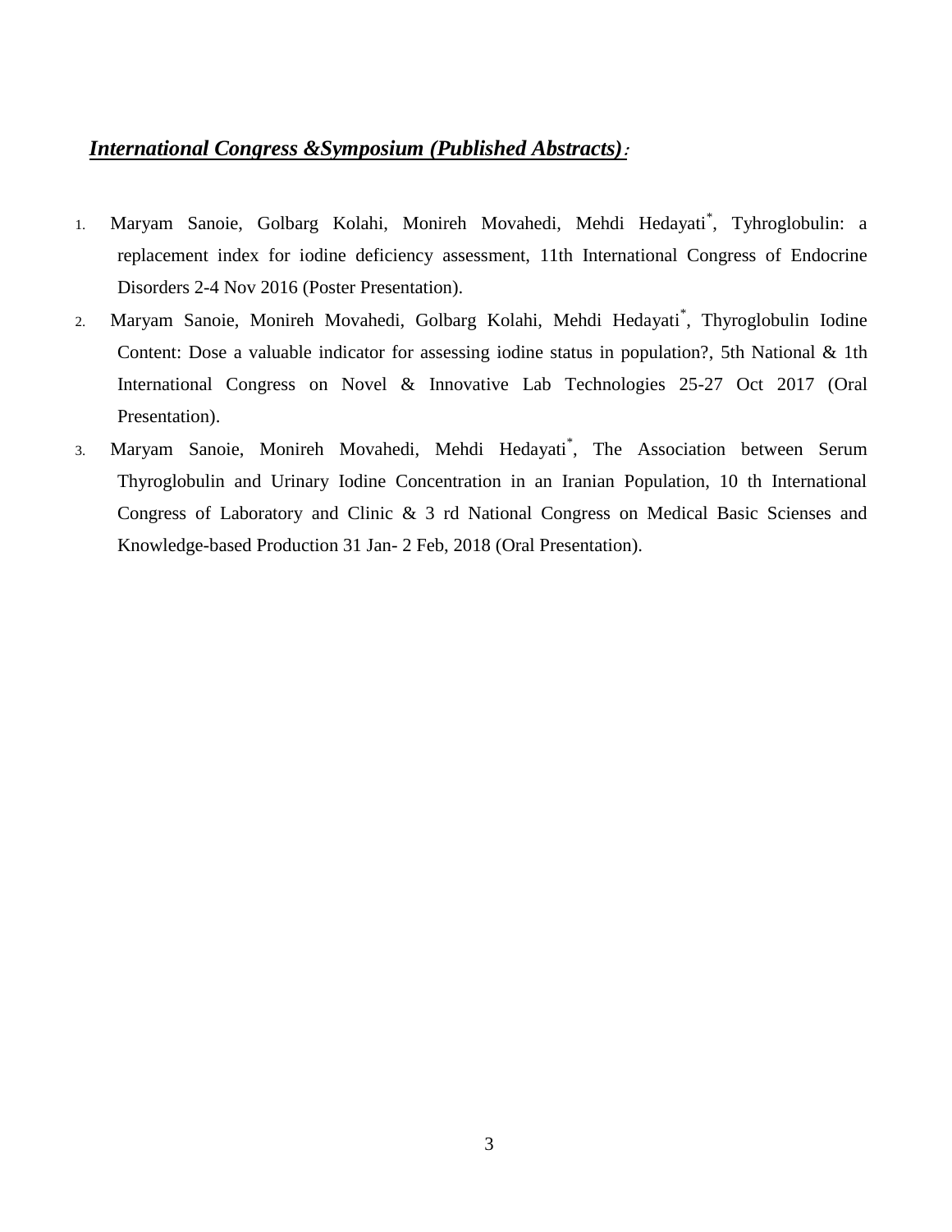***International Congress &Symposium (Published Abstracts):***

1. Maryam Sanoie, Golbarg Kolahi, Monireh Movahedi, Mehdi Hedayati*, Tyhroglobulin: a replacement index for iodine deficiency assessment, 11th International Congress of Endocrine Disorders 2-4 Nov 2016 (Poster Presentation).
2. Maryam Sanoie, Monireh Movahedi, Golbarg Kolahi, Mehdi Hedayati*, Thyroglobulin Iodine Content: Dose a valuable indicator for assessing iodine status in population?, 5th National & 1th International Congress on Novel & Innovative Lab Technologies 25-27 Oct 2017 (Oral Presentation).
3. Maryam Sanoie, Monireh Movahedi, Mehdi Hedayati*, The Association between Serum Thyroglobulin and Urinary Iodine Concentration in an Iranian Population, 10 th International Congress of Laboratory and Clinic & 3 rd National Congress on Medical Basic Scienses and Knowledge-based Production 31 Jan- 2 Feb, 2018 (Oral Presentation).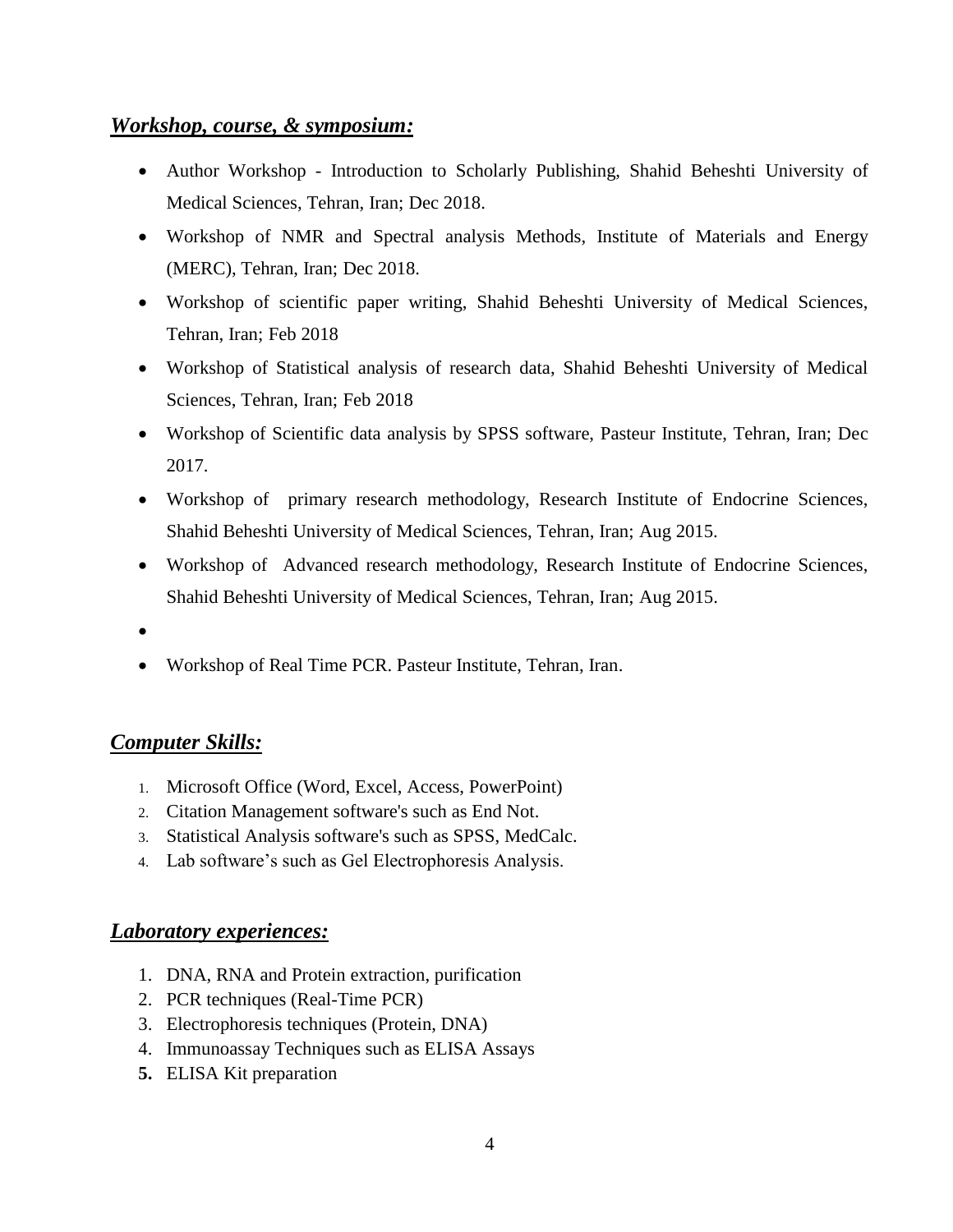## ***Workshop, course, & symposium:***

- Author Workshop - Introduction to Scholarly Publishing, Shahid Beheshti University of Medical Sciences, Tehran, Iran; Dec 2018.
- Workshop of NMR and Spectral analysis Methods, Institute of Materials and Energy (MERC), Tehran, Iran; Dec 2018.
- Workshop of scientific paper writing, Shahid Beheshti University of Medical Sciences, Tehran, Iran; Feb 2018
- Workshop of Statistical analysis of research data, Shahid Beheshti University of Medical Sciences, Tehran, Iran; Feb 2018
- Workshop of Scientific data analysis by SPSS software, Pasteur Institute, Tehran, Iran; Dec 2017.
- Workshop of primary research methodology, Research Institute of Endocrine Sciences, Shahid Beheshti University of Medical Sciences, Tehran, Iran; Aug 2015.
- Workshop of Advanced research methodology, Research Institute of Endocrine Sciences, Shahid Beheshti University of Medical Sciences, Tehran, Iran; Aug 2015.
- 
- Workshop of Real Time PCR. Pasteur Institute, Tehran, Iran.

## ***Computer Skills:***

1. Microsoft Office (Word, Excel, Access, PowerPoint)
2. Citation Management software's such as End Not.
3. Statistical Analysis software's such as SPSS, MedCalc.
4. Lab software's such as Gel Electrophoresis Analysis.

## ***Laboratory experiences:***

1. DNA, RNA and Protein extraction, purification
2. PCR techniques (Real-Time PCR)
3. Electrophoresis techniques (Protein, DNA)
4. Immunoassay Techniques such as ELISA Assays
5. ELISA Kit preparation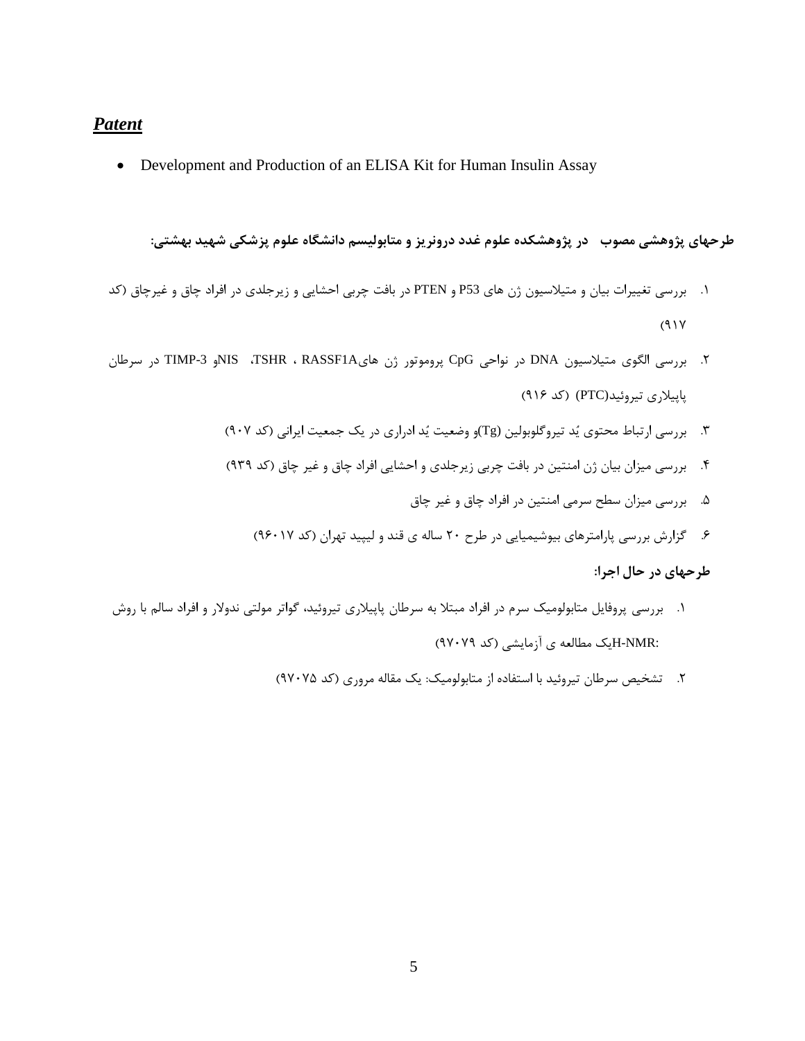## *Patent*

- Development and Production of an ELISA Kit for Human Insulin Assay

### طرحهای پژوهشی مصوب در پژوهشکده علوم غدد درونریز و متابولیسم دانشگاه علوم پزشکی شهید بهشتی:

۱. بررسی تغییرات بیان و متیلاسیون ژن های P53 و PTEN در بافت چربی احشایی و زیرجلدی در افراد چاق و غیرچاق (کد ۹۱۷)

۲. بررسی الگوی متیلاسیون DNA در نواحی CpG پروموتور ژن هایRASSF1A ، TSHR، NIS وTIMP-3 در سرطان پاپیلاری تیروئید(PTC) (کد ۹۱۶)

۳. بررسی ارتباط محتوی یُد تیروگلوبولین (Tg)و وضعیت یُد ادراری در یک جمعیت ایرانی (کد ۹۰۷)

۴. بررسی میزان بیان ژن امنتین در بافت چربی زیرجلدی و احشایی افراد چاق و غیر چاق (کد ۹۳۹)

۵. بررسی میزان سطح سرمی امنتین در افراد چاق و غیر چاق

۶. گزارش بررسی پارامترهای بیوشیمیایی در طرح ۲۰ ساله ی قند و لیپید تهران (کد ۹۶۰۱۷)

### طرحهای در حال اجرا:

۱. بررسی پروفایل متابولومیک سرم در افراد مبتلا به سرطان پاپیلاری تیروئید، گواتر مولتی ندولار و افراد سالم با روش H-NMR: یک مطالعه ی آزمایشی (کد ۹۷۰۷۹)

۲. تشخیص سرطان تیروئید با استفاده از متابولومیک: یک مقاله مروری (کد ۹۷۰۷۵)